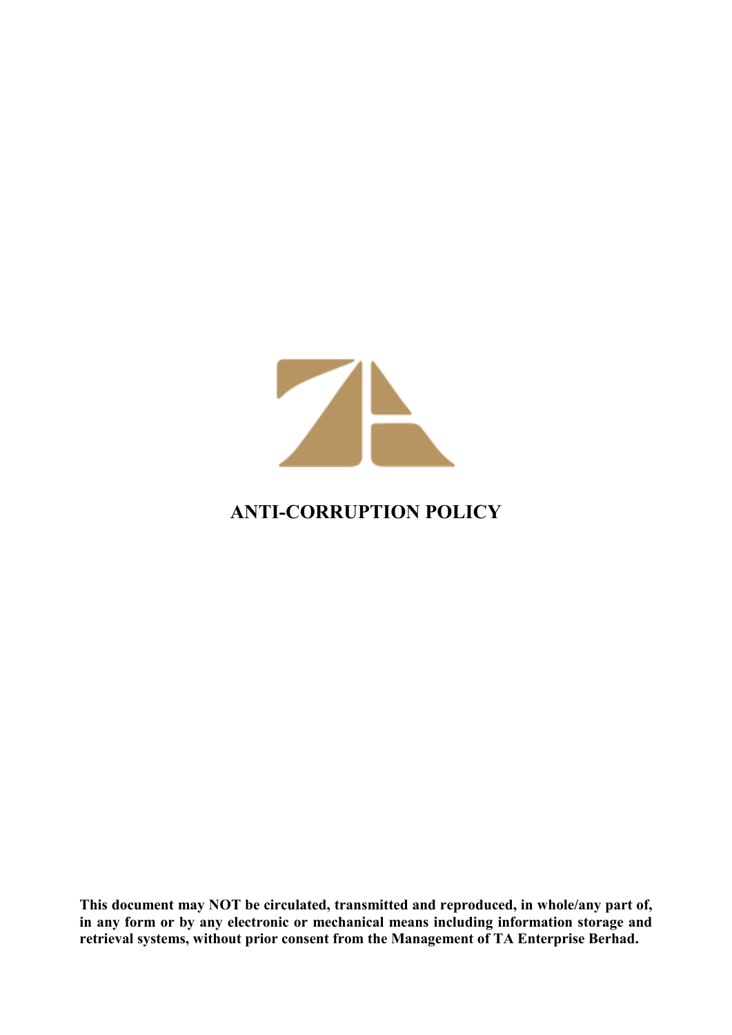# ANTI-CORRUPTION POLICY

**This document may NOT be circulated, transmitted and reproduced, in whole/any part of, in any form or by any electronic or mechanical means including information storage and retrieval systems, without prior consent from the Management of TA Enterprise Berhad.**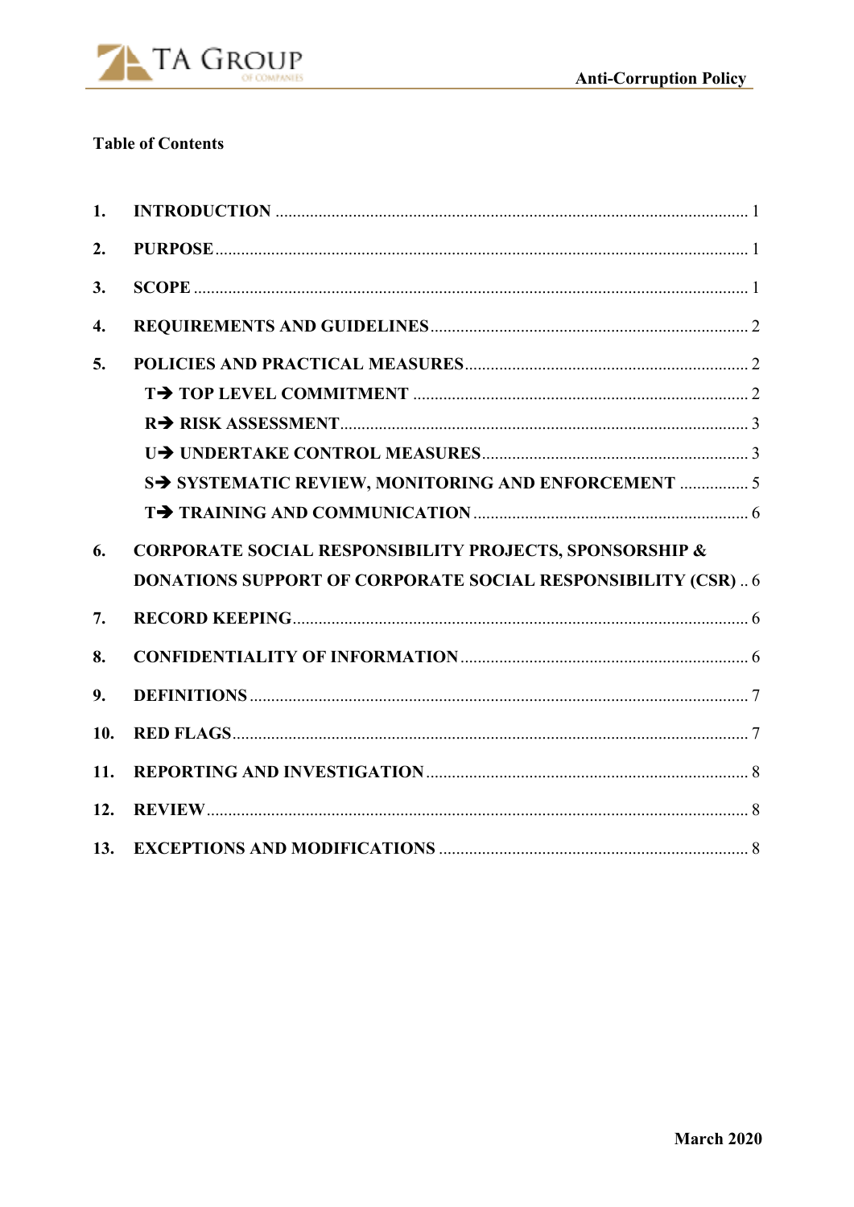**Table of Contents**

| | | |
|---|---|---|
| 1. | INTRODUCTION | 1 |
| 2. | PURPOSE | 1 |
| 3. | SCOPE | 1 |
| 4. | REQUIREMENTS AND GUIDELINES | 2 |
| 5. | POLICIES AND PRACTICAL MEASURES | 2 |
| | T➔ TOP LEVEL COMMITMENT | 2 |
| | R➔ RISK ASSESSMENT | 3 |
| | U➔ UNDERTAKE CONTROL MEASURES | 3 |
| | S➔ SYSTEMATIC REVIEW, MONITORING AND ENFORCEMENT | 5 |
| | T➔ TRAINING AND COMMUNICATION | 6 |
| 6. | CORPORATE SOCIAL RESPONSIBILITY PROJECTS, SPONSORSHIP & DONATIONS SUPPORT OF CORPORATE SOCIAL RESPONSIBILITY (CSR) | 6 |
| 7. | RECORD KEEPING | 6 |
| 8. | CONFIDENTIALITY OF INFORMATION | 6 |
| 9. | DEFINITIONS | 7 |
| 10. | RED FLAGS | 7 |
| 11. | REPORTING AND INVESTIGATION | 8 |
| 12. | REVIEW | 8 |
| 13. | EXCEPTIONS AND MODIFICATIONS | 8 |

**March 2020**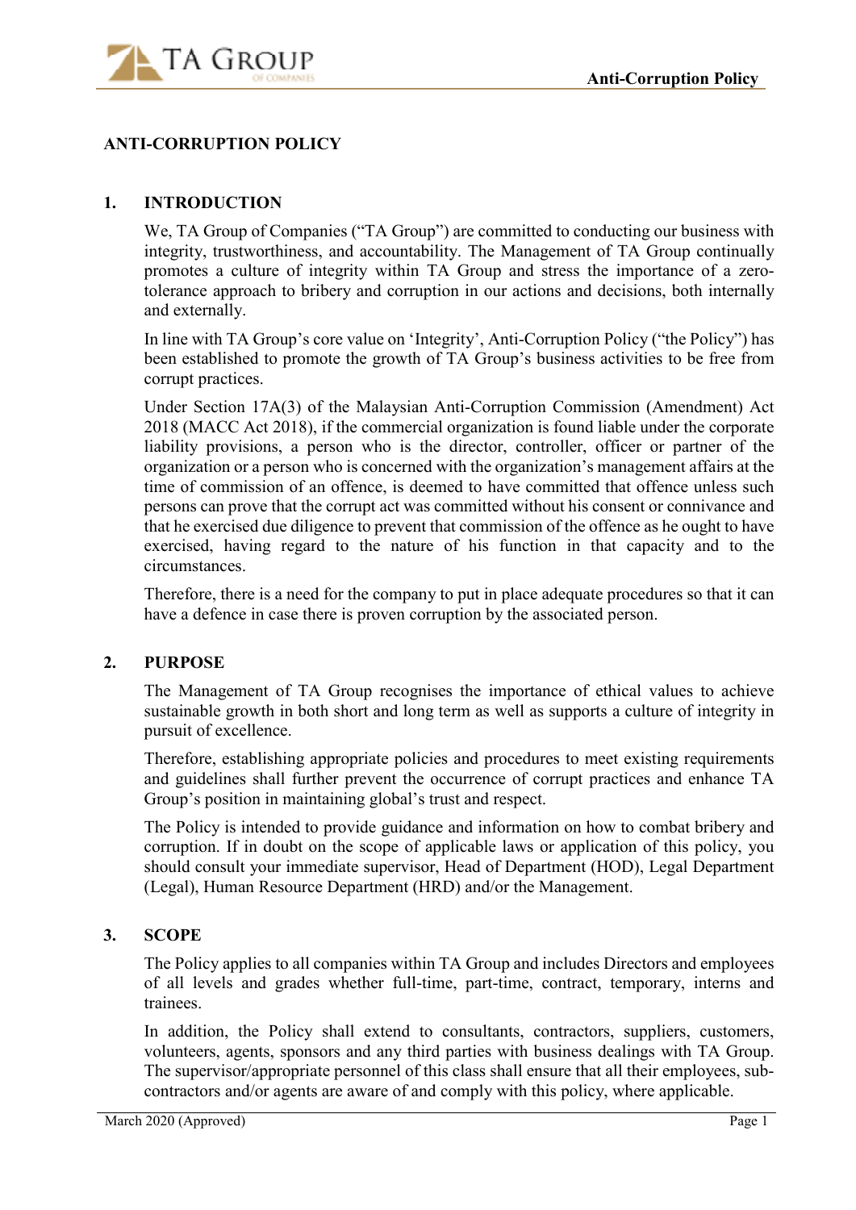# ANTI-CORRUPTION POLICY

## 1. INTRODUCTION

We, TA Group of Companies ("TA Group") are committed to conducting our business with integrity, trustworthiness, and accountability. The Management of TA Group continually promotes a culture of integrity within TA Group and stress the importance of a zero-tolerance approach to bribery and corruption in our actions and decisions, both internally and externally.

In line with TA Group's core value on 'Integrity', Anti-Corruption Policy ("the Policy") has been established to promote the growth of TA Group's business activities to be free from corrupt practices.

Under Section 17A(3) of the Malaysian Anti-Corruption Commission (Amendment) Act 2018 (MACC Act 2018), if the commercial organization is found liable under the corporate liability provisions, a person who is the director, controller, officer or partner of the organization or a person who is concerned with the organization's management affairs at the time of commission of an offence, is deemed to have committed that offence unless such persons can prove that the corrupt act was committed without his consent or connivance and that he exercised due diligence to prevent that commission of the offence as he ought to have exercised, having regard to the nature of his function in that capacity and to the circumstances.

Therefore, there is a need for the company to put in place adequate procedures so that it can have a defence in case there is proven corruption by the associated person.

## 2. PURPOSE

The Management of TA Group recognises the importance of ethical values to achieve sustainable growth in both short and long term as well as supports a culture of integrity in pursuit of excellence.

Therefore, establishing appropriate policies and procedures to meet existing requirements and guidelines shall further prevent the occurrence of corrupt practices and enhance TA Group's position in maintaining global's trust and respect.

The Policy is intended to provide guidance and information on how to combat bribery and corruption. If in doubt on the scope of applicable laws or application of this policy, you should consult your immediate supervisor, Head of Department (HOD), Legal Department (Legal), Human Resource Department (HRD) and/or the Management.

## 3. SCOPE

The Policy applies to all companies within TA Group and includes Directors and employees of all levels and grades whether full-time, part-time, contract, temporary, interns and trainees.

In addition, the Policy shall extend to consultants, contractors, suppliers, customers, volunteers, agents, sponsors and any third parties with business dealings with TA Group. The supervisor/appropriate personnel of this class shall ensure that all their employees, sub-contractors and/or agents are aware of and comply with this policy, where applicable.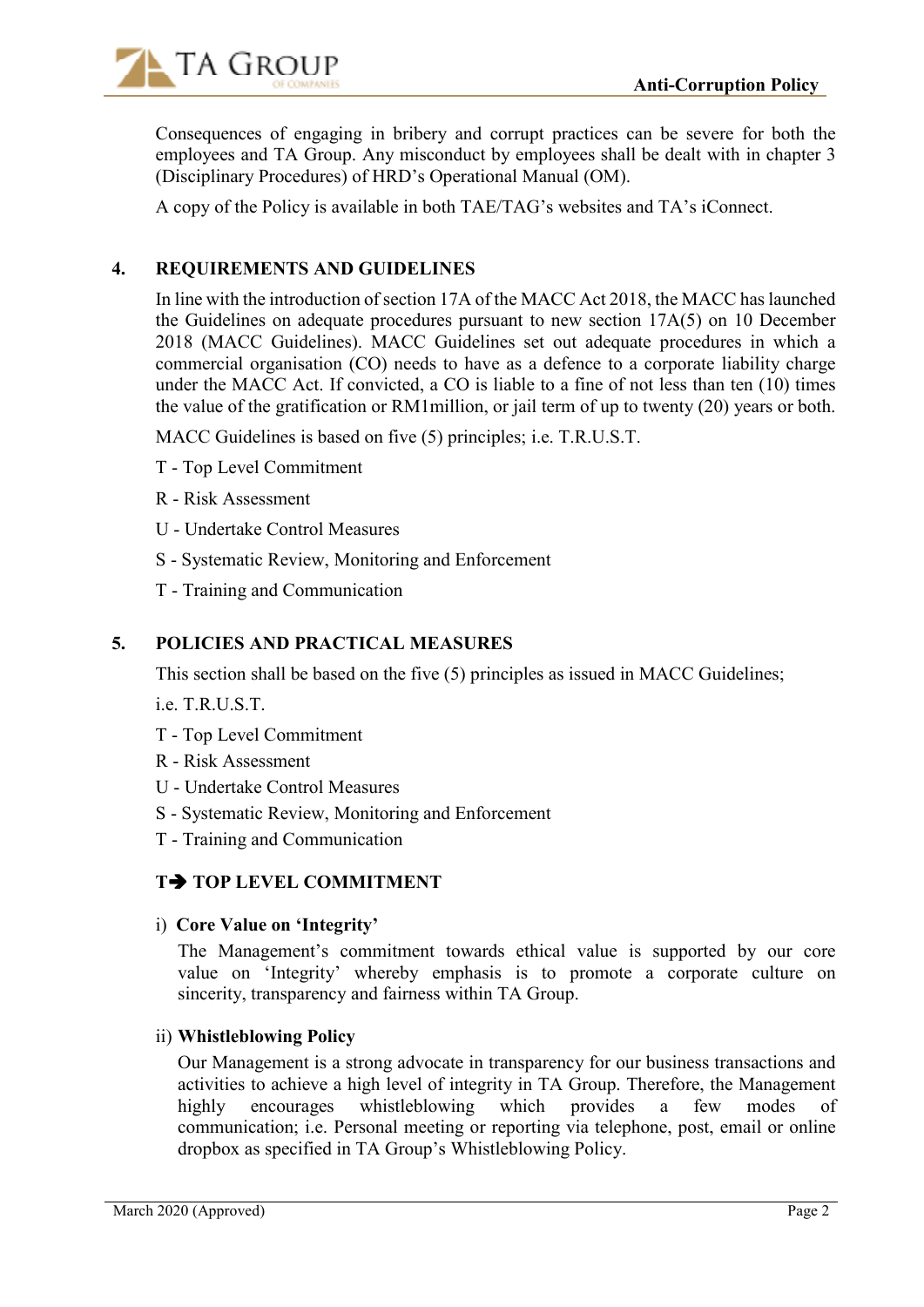Consequences of engaging in bribery and corrupt practices can be severe for both the employees and TA Group. Any misconduct by employees shall be dealt with in chapter 3 (Disciplinary Procedures) of HRD's Operational Manual (OM).

A copy of the Policy is available in both TAE/TAG's websites and TA's iConnect.

## 4. REQUIREMENTS AND GUIDELINES

In line with the introduction of section 17A of the MACC Act 2018, the MACC has launched the Guidelines on adequate procedures pursuant to new section 17A(5) on 10 December 2018 (MACC Guidelines). MACC Guidelines set out adequate procedures in which a commercial organisation (CO) needs to have as a defence to a corporate liability charge under the MACC Act. If convicted, a CO is liable to a fine of not less than ten (10) times the value of the gratification or RM1million, or jail term of up to twenty (20) years or both.

MACC Guidelines is based on five (5) principles; i.e. T.R.U.S.T.

T - Top Level Commitment

R - Risk Assessment

U - Undertake Control Measures

S - Systematic Review, Monitoring and Enforcement

T - Training and Communication

## 5. POLICIES AND PRACTICAL MEASURES

This section shall be based on the five (5) principles as issued in MACC Guidelines;

i.e. T.R.U.S.T.

T - Top Level Commitment

R - Risk Assessment

U - Undertake Control Measures

S - Systematic Review, Monitoring and Enforcement

T - Training and Communication

### T➔ TOP LEVEL COMMITMENT

i) **Core Value on 'Integrity'**

The Management's commitment towards ethical value is supported by our core value on 'Integrity' whereby emphasis is to promote a corporate culture on sincerity, transparency and fairness within TA Group.

ii) **Whistleblowing Policy**

Our Management is a strong advocate in transparency for our business transactions and activities to achieve a high level of integrity in TA Group. Therefore, the Management highly encourages whistleblowing which provides a few modes of communication; i.e. Personal meeting or reporting via telephone, post, email or online dropbox as specified in TA Group's Whistleblowing Policy.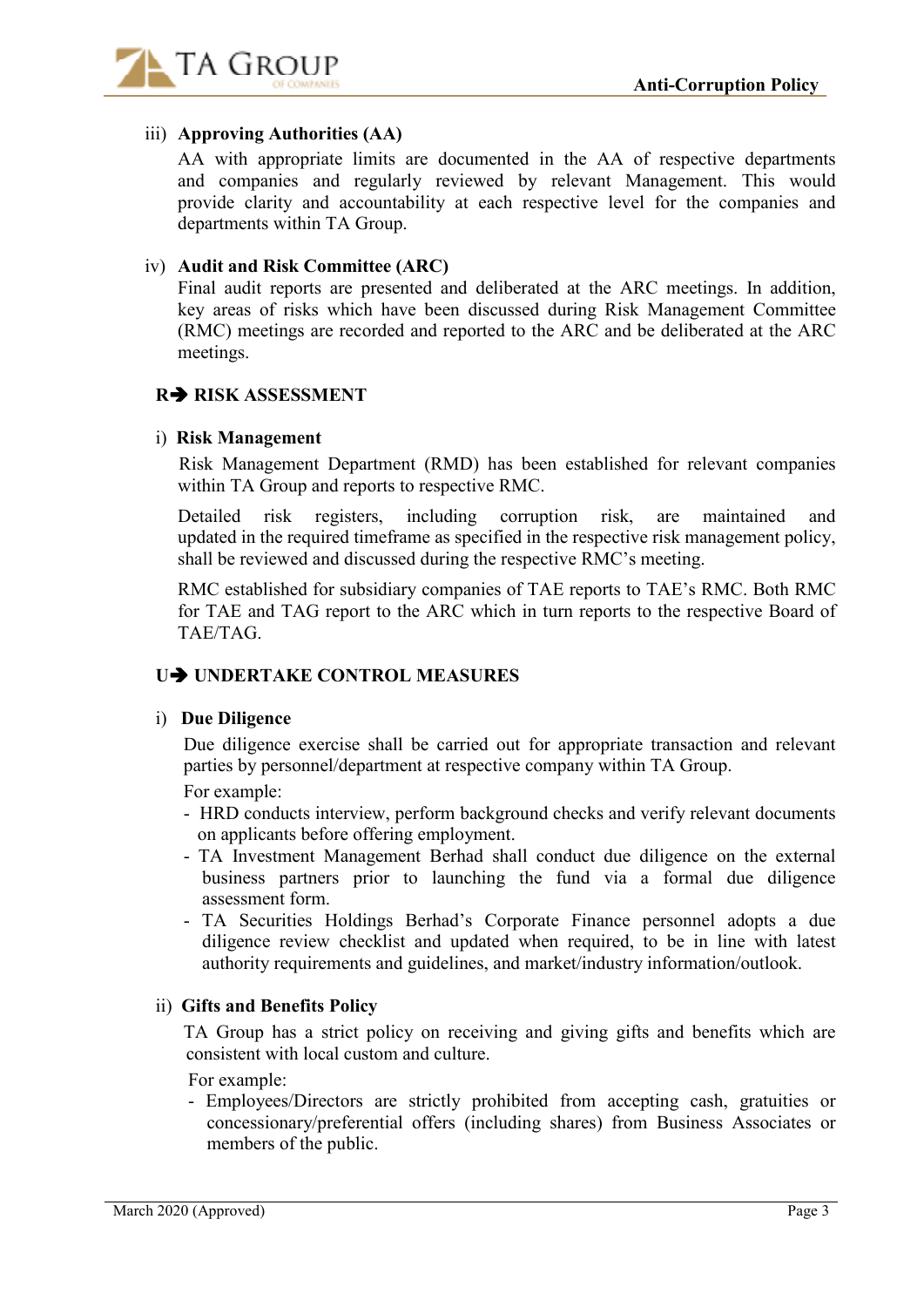iii) **Approving Authorities (AA)**

AA with appropriate limits are documented in the AA of respective departments and companies and regularly reviewed by relevant Management. This would provide clarity and accountability at each respective level for the companies and departments within TA Group.

iv) **Audit and Risk Committee (ARC)**

Final audit reports are presented and deliberated at the ARC meetings. In addition, key areas of risks which have been discussed during Risk Management Committee (RMC) meetings are recorded and reported to the ARC and be deliberated at the ARC meetings.

## R➔ RISK ASSESSMENT

i) **Risk Management**

Risk Management Department (RMD) has been established for relevant companies within TA Group and reports to respective RMC.

Detailed risk registers, including corruption risk, are maintained and updated in the required timeframe as specified in the respective risk management policy, shall be reviewed and discussed during the respective RMC's meeting.

RMC established for subsidiary companies of TAE reports to TAE's RMC. Both RMC for TAE and TAG report to the ARC which in turn reports to the respective Board of TAE/TAG.

## U➔ UNDERTAKE CONTROL MEASURES

i) **Due Diligence**

Due diligence exercise shall be carried out for appropriate transaction and relevant parties by personnel/department at respective company within TA Group.

For example:

- HRD conducts interview, perform background checks and verify relevant documents on applicants before offering employment.
- TA Investment Management Berhad shall conduct due diligence on the external business partners prior to launching the fund via a formal due diligence assessment form.
- TA Securities Holdings Berhad's Corporate Finance personnel adopts a due diligence review checklist and updated when required, to be in line with latest authority requirements and guidelines, and market/industry information/outlook.

ii) **Gifts and Benefits Policy**

TA Group has a strict policy on receiving and giving gifts and benefits which are consistent with local custom and culture.

For example:

- Employees/Directors are strictly prohibited from accepting cash, gratuities or concessionary/preferential offers (including shares) from Business Associates or members of the public.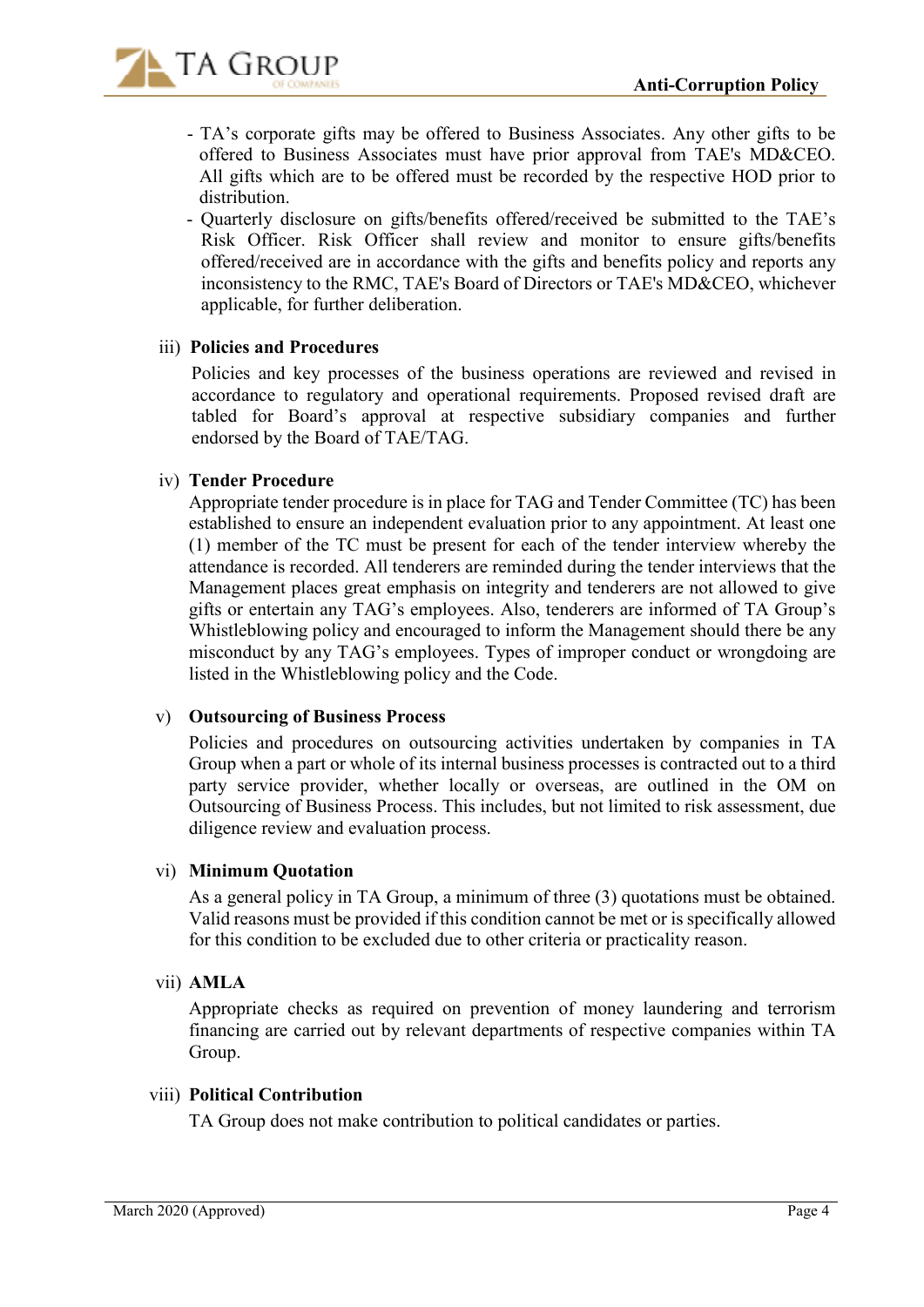- TA's corporate gifts may be offered to Business Associates. Any other gifts to be offered to Business Associates must have prior approval from TAE's MD&CEO. All gifts which are to be offered must be recorded by the respective HOD prior to distribution.
- Quarterly disclosure on gifts/benefits offered/received be submitted to the TAE's Risk Officer. Risk Officer shall review and monitor to ensure gifts/benefits offered/received are in accordance with the gifts and benefits policy and reports any inconsistency to the RMC, TAE's Board of Directors or TAE's MD&CEO, whichever applicable, for further deliberation.

iii) **Policies and Procedures**

Policies and key processes of the business operations are reviewed and revised in accordance to regulatory and operational requirements. Proposed revised draft are tabled for Board's approval at respective subsidiary companies and further endorsed by the Board of TAE/TAG.

iv) **Tender Procedure**

Appropriate tender procedure is in place for TAG and Tender Committee (TC) has been established to ensure an independent evaluation prior to any appointment. At least one (1) member of the TC must be present for each of the tender interview whereby the attendance is recorded. All tenderers are reminded during the tender interviews that the Management places great emphasis on integrity and tenderers are not allowed to give gifts or entertain any TAG's employees. Also, tenderers are informed of TA Group's Whistleblowing policy and encouraged to inform the Management should there be any misconduct by any TAG's employees. Types of improper conduct or wrongdoing are listed in the Whistleblowing policy and the Code.

v) **Outsourcing of Business Process**

Policies and procedures on outsourcing activities undertaken by companies in TA Group when a part or whole of its internal business processes is contracted out to a third party service provider, whether locally or overseas, are outlined in the OM on Outsourcing of Business Process. This includes, but not limited to risk assessment, due diligence review and evaluation process.

vi) **Minimum Quotation**

As a general policy in TA Group, a minimum of three (3) quotations must be obtained. Valid reasons must be provided if this condition cannot be met or is specifically allowed for this condition to be excluded due to other criteria or practicality reason.

vii) **AMLA**

Appropriate checks as required on prevention of money laundering and terrorism financing are carried out by relevant departments of respective companies within TA Group.

viii) **Political Contribution**

TA Group does not make contribution to political candidates or parties.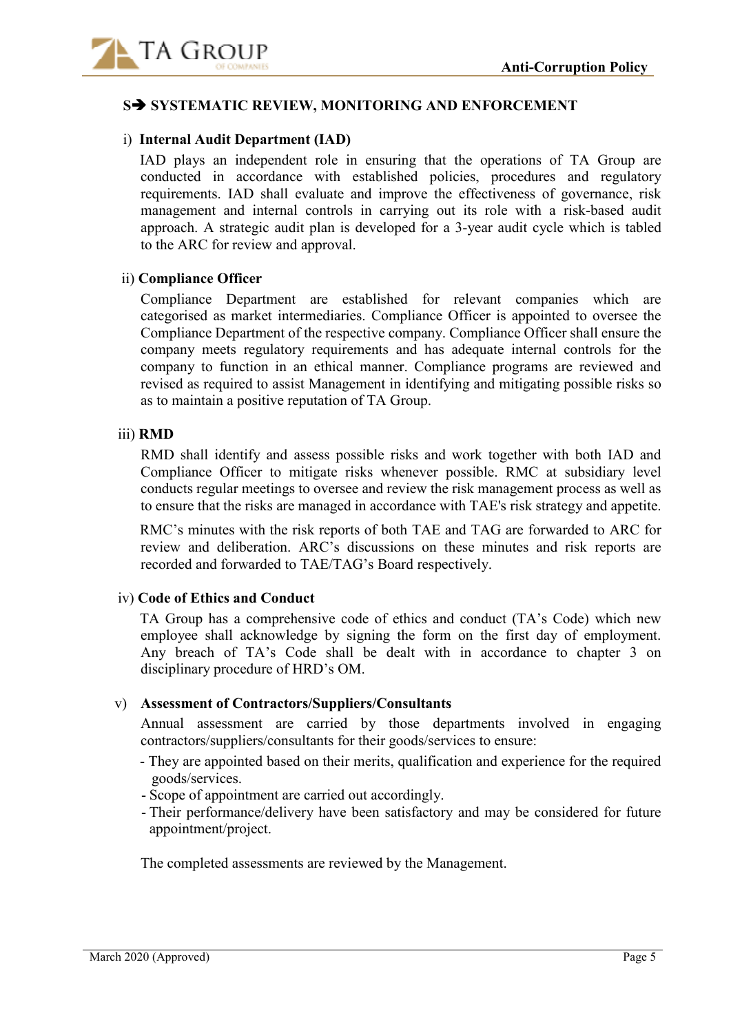## S➔ SYSTEMATIC REVIEW, MONITORING AND ENFORCEMENT

### i) Internal Audit Department (IAD)

IAD plays an independent role in ensuring that the operations of TA Group are conducted in accordance with established policies, procedures and regulatory requirements. IAD shall evaluate and improve the effectiveness of governance, risk management and internal controls in carrying out its role with a risk-based audit approach. A strategic audit plan is developed for a 3-year audit cycle which is tabled to the ARC for review and approval.

### ii) Compliance Officer

Compliance Department are established for relevant companies which are categorised as market intermediaries. Compliance Officer is appointed to oversee the Compliance Department of the respective company. Compliance Officer shall ensure the company meets regulatory requirements and has adequate internal controls for the company to function in an ethical manner. Compliance programs are reviewed and revised as required to assist Management in identifying and mitigating possible risks so as to maintain a positive reputation of TA Group.

### iii) RMD

RMD shall identify and assess possible risks and work together with both IAD and Compliance Officer to mitigate risks whenever possible. RMC at subsidiary level conducts regular meetings to oversee and review the risk management process as well as to ensure that the risks are managed in accordance with TAE's risk strategy and appetite.

RMC's minutes with the risk reports of both TAE and TAG are forwarded to ARC for review and deliberation. ARC's discussions on these minutes and risk reports are recorded and forwarded to TAE/TAG's Board respectively.

### iv) Code of Ethics and Conduct

TA Group has a comprehensive code of ethics and conduct (TA's Code) which new employee shall acknowledge by signing the form on the first day of employment. Any breach of TA's Code shall be dealt with in accordance to chapter 3 on disciplinary procedure of HRD's OM.

### v) Assessment of Contractors/Suppliers/Consultants

Annual assessment are carried by those departments involved in engaging contractors/suppliers/consultants for their goods/services to ensure:

- They are appointed based on their merits, qualification and experience for the required goods/services.
- Scope of appointment are carried out accordingly.
- Their performance/delivery have been satisfactory and may be considered for future appointment/project.

The completed assessments are reviewed by the Management.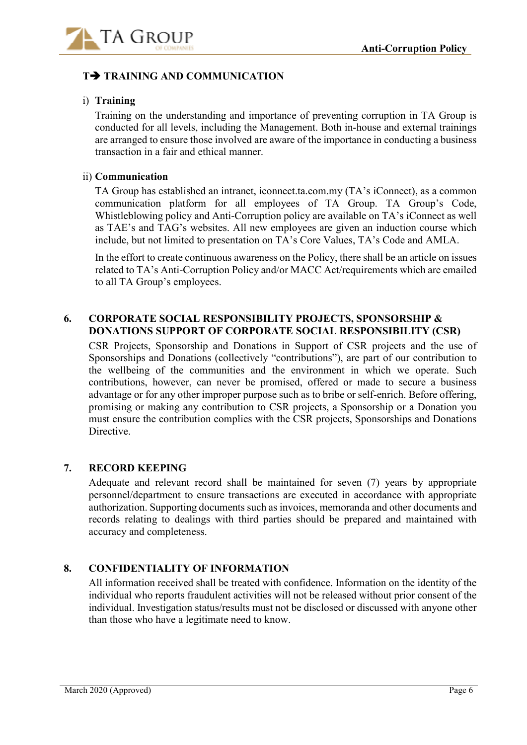## T➔ TRAINING AND COMMUNICATION

i) **Training**

Training on the understanding and importance of preventing corruption in TA Group is conducted for all levels, including the Management. Both in-house and external trainings are arranged to ensure those involved are aware of the importance in conducting a business transaction in a fair and ethical manner.

ii) **Communication**

TA Group has established an intranet, iconnect.ta.com.my (TA's iConnect), as a common communication platform for all employees of TA Group. TA Group's Code, Whistleblowing policy and Anti-Corruption policy are available on TA's iConnect as well as TAE's and TAG's websites. All new employees are given an induction course which include, but not limited to presentation on TA's Core Values, TA's Code and AMLA.

In the effort to create continuous awareness on the Policy, there shall be an article on issues related to TA's Anti-Corruption Policy and/or MACC Act/requirements which are emailed to all TA Group's employees.

## 6. CORPORATE SOCIAL RESPONSIBILITY PROJECTS, SPONSORSHIP & DONATIONS SUPPORT OF CORPORATE SOCIAL RESPONSIBILITY (CSR)

CSR Projects, Sponsorship and Donations in Support of CSR projects and the use of Sponsorships and Donations (collectively "contributions"), are part of our contribution to the wellbeing of the communities and the environment in which we operate. Such contributions, however, can never be promised, offered or made to secure a business advantage or for any other improper purpose such as to bribe or self-enrich. Before offering, promising or making any contribution to CSR projects, a Sponsorship or a Donation you must ensure the contribution complies with the CSR projects, Sponsorships and Donations Directive.

## 7. RECORD KEEPING

Adequate and relevant record shall be maintained for seven (7) years by appropriate personnel/department to ensure transactions are executed in accordance with appropriate authorization. Supporting documents such as invoices, memoranda and other documents and records relating to dealings with third parties should be prepared and maintained with accuracy and completeness.

## 8. CONFIDENTIALITY OF INFORMATION

All information received shall be treated with confidence. Information on the identity of the individual who reports fraudulent activities will not be released without prior consent of the individual. Investigation status/results must not be disclosed or discussed with anyone other than those who have a legitimate need to know.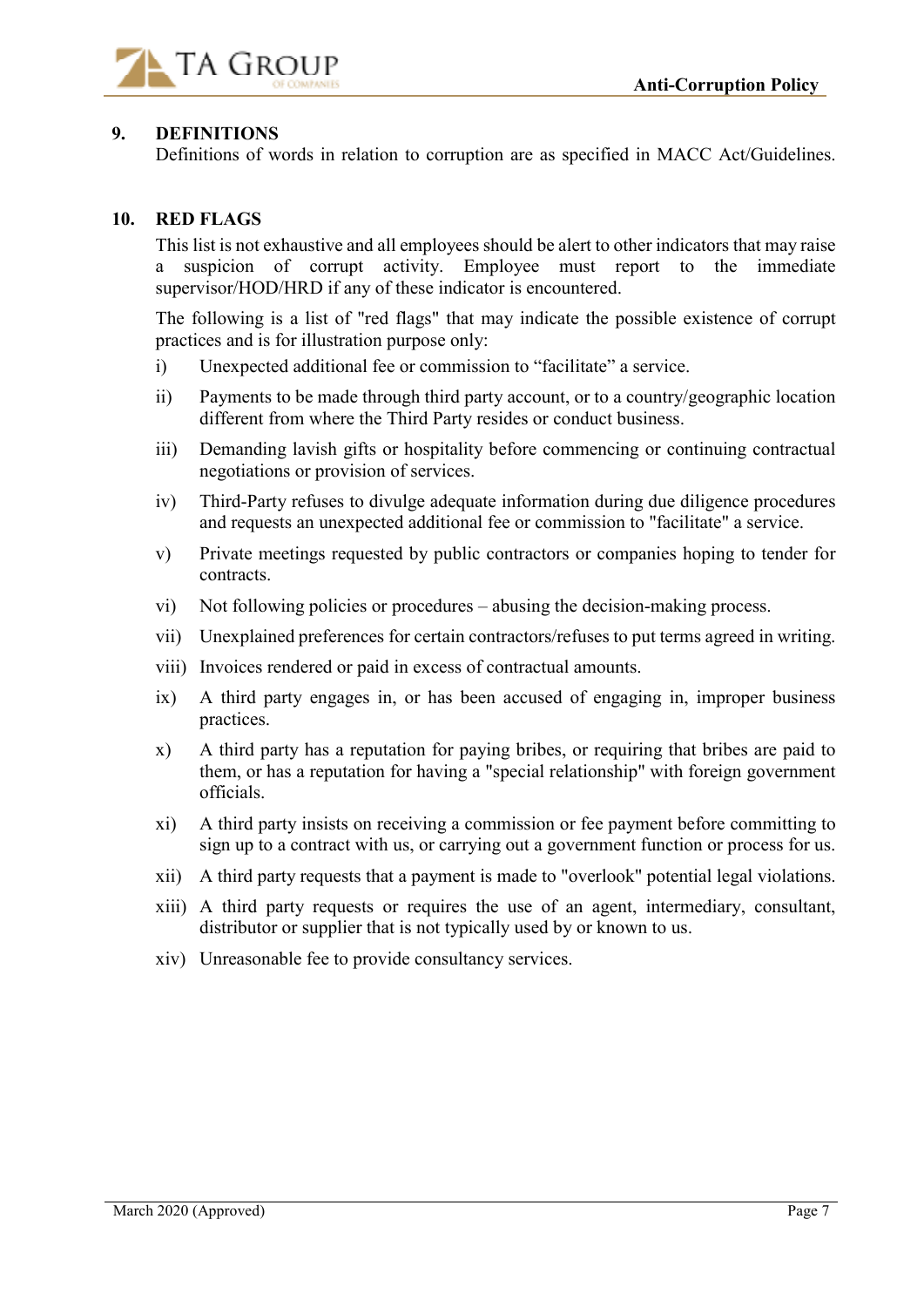## 9. DEFINITIONS

Definitions of words in relation to corruption are as specified in MACC Act/Guidelines.

## 10. RED FLAGS

This list is not exhaustive and all employees should be alert to other indicators that may raise a suspicion of corrupt activity. Employee must report to the immediate supervisor/HOD/HRD if any of these indicator is encountered.

The following is a list of "red flags" that may indicate the possible existence of corrupt practices and is for illustration purpose only:

i) Unexpected additional fee or commission to "facilitate" a service.

ii) Payments to be made through third party account, or to a country/geographic location different from where the Third Party resides or conduct business.

iii) Demanding lavish gifts or hospitality before commencing or continuing contractual negotiations or provision of services.

iv) Third-Party refuses to divulge adequate information during due diligence procedures and requests an unexpected additional fee or commission to "facilitate" a service.

v) Private meetings requested by public contractors or companies hoping to tender for contracts.

vi) Not following policies or procedures – abusing the decision-making process.

vii) Unexplained preferences for certain contractors/refuses to put terms agreed in writing.

viii) Invoices rendered or paid in excess of contractual amounts.

ix) A third party engages in, or has been accused of engaging in, improper business practices.

x) A third party has a reputation for paying bribes, or requiring that bribes are paid to them, or has a reputation for having a "special relationship" with foreign government officials.

xi) A third party insists on receiving a commission or fee payment before committing to sign up to a contract with us, or carrying out a government function or process for us.

xii) A third party requests that a payment is made to "overlook" potential legal violations.

xiii) A third party requests or requires the use of an agent, intermediary, consultant, distributor or supplier that is not typically used by or known to us.

xiv) Unreasonable fee to provide consultancy services.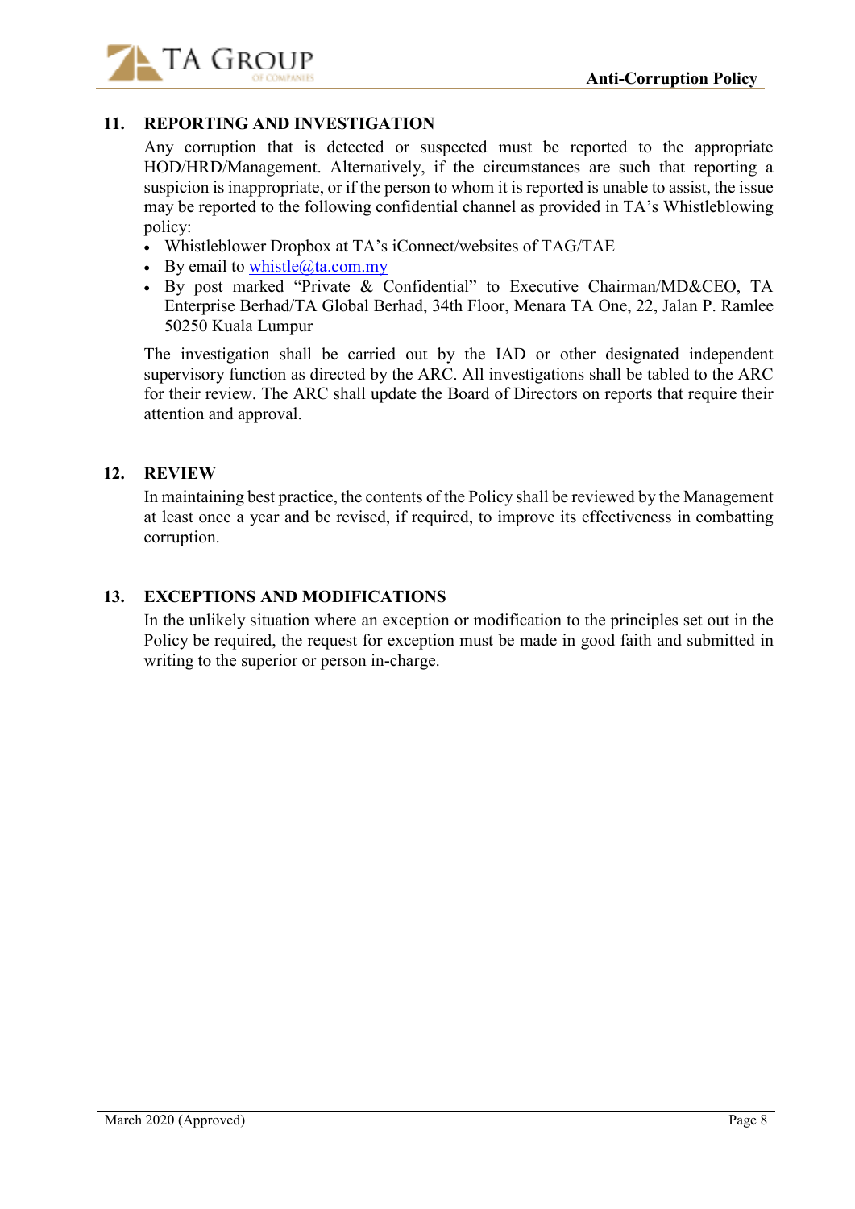## 11. REPORTING AND INVESTIGATION

Any corruption that is detected or suspected must be reported to the appropriate HOD/HRD/Management. Alternatively, if the circumstances are such that reporting a suspicion is inappropriate, or if the person to whom it is reported is unable to assist, the issue may be reported to the following confidential channel as provided in TA's Whistleblowing policy:

- Whistleblower Dropbox at TA's iConnect/websites of TAG/TAE
- By email to whistle@ta.com.my
- By post marked "Private & Confidential" to Executive Chairman/MD&CEO, TA Enterprise Berhad/TA Global Berhad, 34th Floor, Menara TA One, 22, Jalan P. Ramlee 50250 Kuala Lumpur

The investigation shall be carried out by the IAD or other designated independent supervisory function as directed by the ARC. All investigations shall be tabled to the ARC for their review. The ARC shall update the Board of Directors on reports that require their attention and approval.

## 12. REVIEW

In maintaining best practice, the contents of the Policy shall be reviewed by the Management at least once a year and be revised, if required, to improve its effectiveness in combatting corruption.

## 13. EXCEPTIONS AND MODIFICATIONS

In the unlikely situation where an exception or modification to the principles set out in the Policy be required, the request for exception must be made in good faith and submitted in writing to the superior or person in-charge.